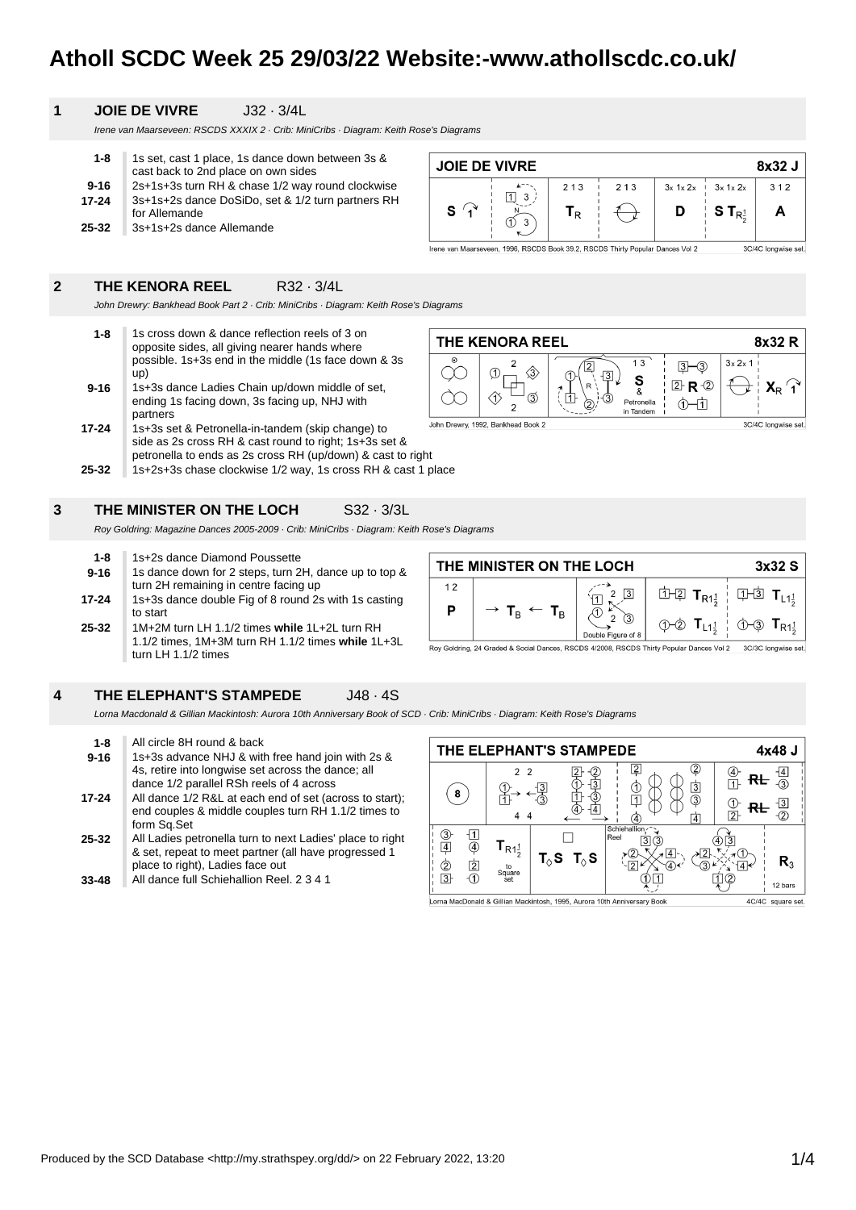# Atholl SCDC Week 25 29/03/22 Website:-www.athollscdc.co.uk/

## 1 JOIE DE VIVRE J32 · 3/4L

*Irene van Maarseveen: RSCDS XXXIX 2 · Crib: MiniCribs · Diagram: Keith Rose's Diagrams*

| Bars | Description |
|---|---|
| 1-8 | 1s set, cast 1 place, 1s dance down between 3s & cast back to 2nd place on own sides |
| 9-16 | 2s+1s+3s turn RH & chase 1/2 way round clockwise |
| 17-24 | 3s+1s+2s dance DoSiDo, set & 1/2 turn partners RH for Allemande |
| 25-32 | 3s+1s+2s dance Allemande |

## 2 THE KENORA REEL R32 · 3/4L

*John Drewry: Bankhead Book Part 2 · Crib: MiniCribs · Diagram: Keith Rose's Diagrams*

| Bars | Description |
|---|---|
| 1-8 | 1s cross down & dance reflection reels of 3 on opposite sides, all giving nearer hands where possible. 1s+3s end in the middle (1s face down & 3s up) |
| 9-16 | 1s+3s dance Ladies Chain up/down middle of set, ending 1s facing down, 3s facing up, NHJ with partners |
| 17-24 | 1s+3s set & Petronella-in-tandem (skip change) to side as 2s cross RH & cast round to right; 1s+3s set & petronella to ends as 2s cross RH (up/down) & cast to right |
| 25-32 | 1s+2s+3s chase clockwise 1/2 way, 1s cross RH & cast 1 place |

## 3 THE MINISTER ON THE LOCH S32 · 3/3L

*Roy Goldring: Magazine Dances 2005-2009 · Crib: MiniCribs · Diagram: Keith Rose's Diagrams*

| Bars | Description |
|---|---|
| 1-8 | 1s+2s dance Diamond Poussette |
| 9-16 | 1s dance down for 2 steps, turn 2H, dance up to top & turn 2H remaining in centre facing up |
| 17-24 | 1s+3s dance double Fig of 8 round 2s with 1s casting to start |
| 25-32 | 1M+2M turn LH 1.1/2 times **while** 1L+2L turn RH 1.1/2 times, 1M+3M turn RH 1.1/2 times **while** 1L+3L turn LH 1.1/2 times |

## 4 THE ELEPHANT'S STAMPEDE J48 · 4S

*Lorna Macdonald & Gillian Mackintosh: Aurora 10th Anniversary Book of SCD · Crib: MiniCribs · Diagram: Keith Rose's Diagrams*

| Bars | Description |
|---|---|
| 1-8 | All circle 8H round & back |
| 9-16 | 1s+3s advance NHJ & with free hand join with 2s & 4s, retire into longwise set across the dance; all dance 1/2 parallel RSh reels of 4 across |
| 17-24 | All dance 1/2 R&L at each end of set (across to start); end couples & middle couples turn RH 1.1/2 times to form Sq.Set |
| 25-32 | All Ladies petronella turn to next Ladies' place to right & set, repeat to meet partner (all have progressed 1 place to right), Ladies face out |
| 33-48 | All dance full Schiehallion Reel. 2 3 4 1 |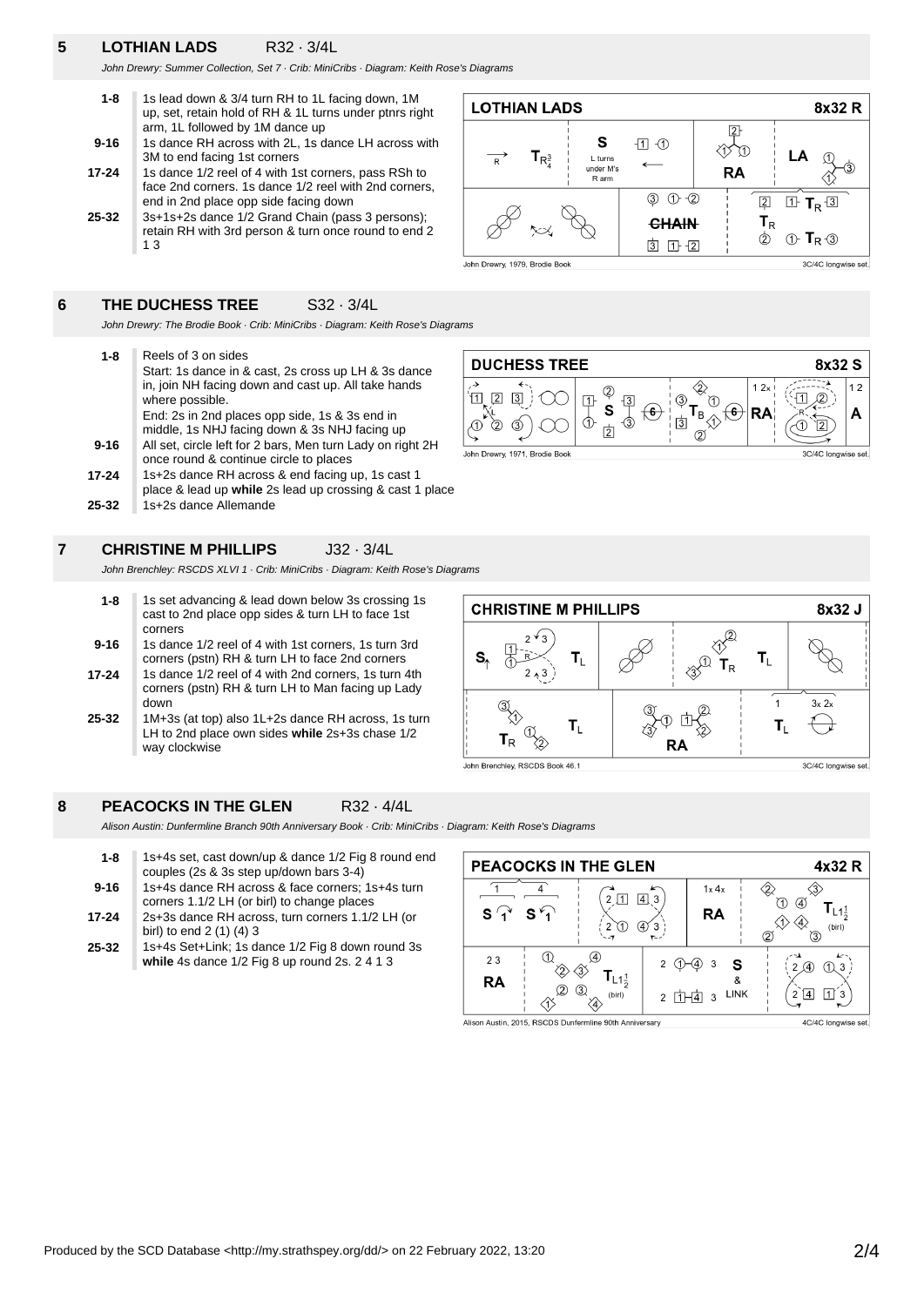## 5 LOTHIAN LADS R32 · 3/4L

*John Drewry: Summer Collection, Set 7 · Crib: MiniCribs · Diagram: Keith Rose's Diagrams*

| Bars | Description |
|---|---|
| 1-8 | 1s lead down & 3/4 turn RH to 1L facing down, 1M up, set, retain hold of RH & 1L turns under ptnrs right arm, 1L followed by 1M dance up |
| 9-16 | 1s dance RH across with 2L, 1s dance LH across with 3M to end facing 1st corners |
| 17-24 | 1s dance 1/2 reel of 4 with 1st corners, pass RSh to face 2nd corners. 1s dance 1/2 reel with 2nd corners, end in 2nd place opp side facing down |
| 25-32 | 3s+1s+2s dance 1/2 Grand Chain (pass 3 persons); retain RH with 3rd person & turn once round to end 2 1 3 |

John Drewry, 1979, Brodie Book — 3C/4C longwise set.

## 6 THE DUCHESS TREE S32 · 3/4L

*John Drewry: The Brodie Book · Crib: MiniCribs · Diagram: Keith Rose's Diagrams*

| Bars | Description |
|---|---|
| 1-8 | Reels of 3 on sides<br>Start: 1s dance in & cast, 2s cross up LH & 3s dance in, join NH facing down and cast up. All take hands where possible.<br>End: 2s in 2nd places opp side, 1s & 3s end in middle, 1s NHJ facing down & 3s NHJ facing up |
| 9-16 | All set, circle left for 2 bars, Men turn Lady on right 2H once round & continue circle to places |
| 17-24 | 1s+2s dance RH across & end facing up, 1s cast 1 place & lead up **while** 2s lead up crossing & cast 1 place |
| 25-32 | 1s+2s dance Allemande |

John Drewry, 1971, Brodie Book — 3C/4C longwise set.

## 7 CHRISTINE M PHILLIPS J32 · 3/4L

*John Brenchley: RSCDS XLVI 1 · Crib: MiniCribs · Diagram: Keith Rose's Diagrams*

| Bars | Description |
|---|---|
| 1-8 | 1s set advancing & lead down below 3s crossing 1s cast to 2nd place opp sides & turn LH to face 1st corners |
| 9-16 | 1s dance 1/2 reel of 4 with 1st corners, 1s turn 3rd corners (pstn) RH & turn LH to face 2nd corners |
| 17-24 | 1s dance 1/2 reel of 4 with 2nd corners, 1s turn 4th corners (pstn) RH & turn LH to Man facing up Lady down |
| 25-32 | 1M+3s (at top) also 1L+2s dance RH across, 1s turn LH to 2nd place own sides **while** 2s+3s chase 1/2 way clockwise |

John Brenchley, RSCDS Book 46.1 — 3C/4C longwise set.

## 8 PEACOCKS IN THE GLEN R32 · 4/4L

*Alison Austin: Dunfermline Branch 90th Anniversary Book · Crib: MiniCribs · Diagram: Keith Rose's Diagrams*

| Bars | Description |
|---|---|
| 1-8 | 1s+4s set, cast down/up & dance 1/2 Fig 8 round end couples (2s & 3s step up/down bars 3-4) |
| 9-16 | 1s+4s dance RH across & face corners; 1s+4s turn corners 1.1/2 LH (or birl) to change places |
| 17-24 | 2s+3s dance RH across, turn corners 1.1/2 LH (or birl) to end 2 (1) (4) 3 |
| 25-32 | 1s+4s Set+Link; 1s dance 1/2 Fig 8 down round 3s **while** 4s dance 1/2 Fig 8 up round 2s. 2 4 1 3 |

Alison Austin, 2015, RSCDS Dunfermline 90th Anniversary — 4C/4C longwise set.

Produced by the SCD Database <http://my.strathspey.org/dd/> on 22 February 2022, 13:20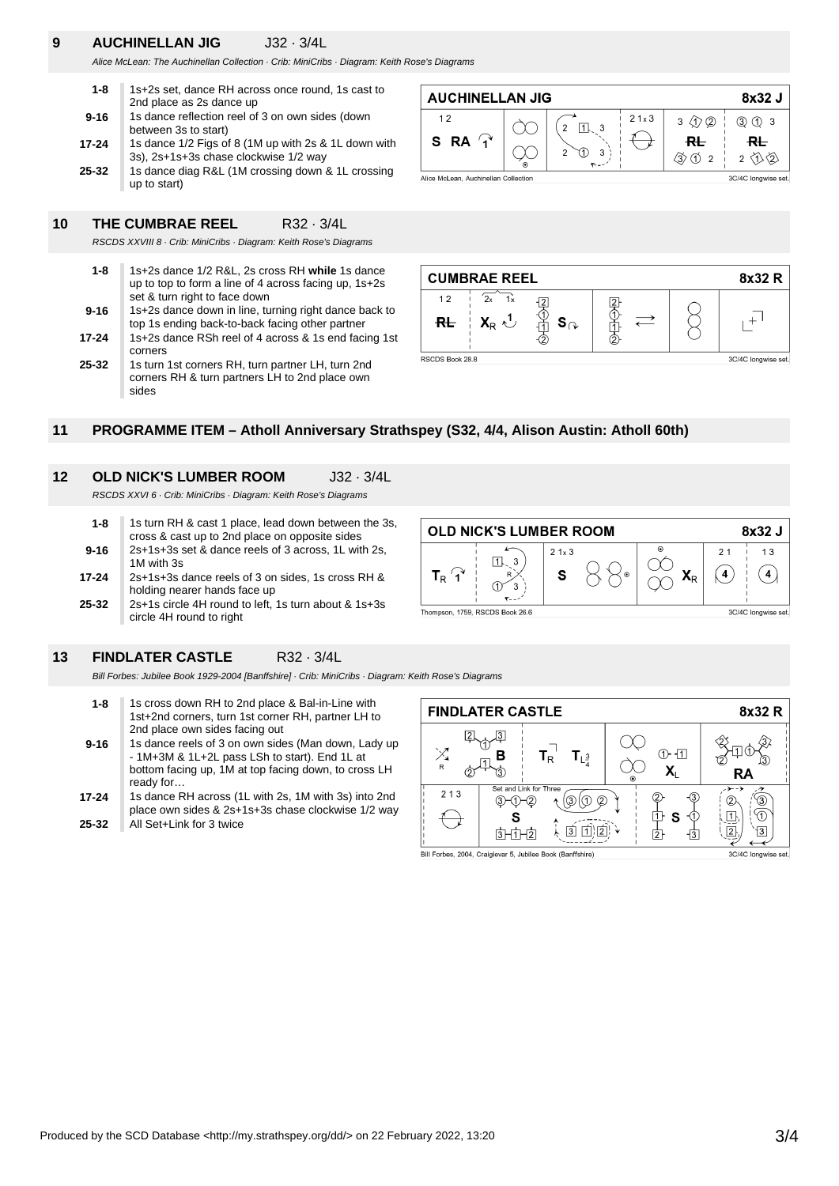## 9 AUCHINELLAN JIG J32 · 3/4L

*Alice McLean: The Auchinellan Collection · Crib: MiniCribs · Diagram: Keith Rose's Diagrams*

| | |
|---|---|
| **1-8** | 1s+2s set, dance RH across once round, 1s cast to 2nd place as 2s dance up |
| **9-16** | 1s dance reflection reel of 3 on own sides (down between 3s to start) |
| **17-24** | 1s dance 1/2 Figs of 8 (1M up with 2s & 1L down with 3s), 2s+1s+3s chase clockwise 1/2 way |
| **25-32** | 1s dance diag R&L (1M crossing down & 1L crossing up to start) |

## 10 THE CUMBRAE REEL R32 · 3/4L

*RSCDS XXVIII 8 · Crib: MiniCribs · Diagram: Keith Rose's Diagrams*

| | |
|---|---|
| **1-8** | 1s+2s dance 1/2 R&L, 2s cross RH **while** 1s dance up to top to form a line of 4 across facing up, 1s+2s set & turn right to face down |
| **9-16** | 1s+2s dance down in line, turning right dance back to top 1s ending back-to-back facing other partner |
| **17-24** | 1s+2s dance RSh reel of 4 across & 1s end facing 1st corners |
| **25-32** | 1s turn 1st corners RH, turn partner LH, turn 2nd corners RH & turn partners LH to 2nd place own sides |

## 11 PROGRAMME ITEM – Atholl Anniversary Strathspey (S32, 4/4, Alison Austin: Atholl 60th)

## 12 OLD NICK'S LUMBER ROOM J32 · 3/4L

*RSCDS XXVI 6 · Crib: MiniCribs · Diagram: Keith Rose's Diagrams*

| | |
|---|---|
| **1-8** | 1s turn RH & cast 1 place, lead down between the 3s, cross & cast up to 2nd place on opposite sides |
| **9-16** | 2s+1s+3s set & dance reels of 3 across, 1L with 2s, 1M with 3s |
| **17-24** | 2s+1s+3s dance reels of 3 on sides, 1s cross RH & holding nearer hands face up |
| **25-32** | 2s+1s circle 4H round to left, 1s turn about & 1s+3s circle 4H round to right |

## 13 FINDLATER CASTLE R32 · 3/4L

*Bill Forbes: Jubilee Book 1929-2004 [Banffshire] · Crib: MiniCribs · Diagram: Keith Rose's Diagrams*

| | |
|---|---|
| **1-8** | 1s cross down RH to 2nd place & Bal-in-Line with 1st+2nd corners, turn 1st corner RH, partner LH to 2nd place own sides facing out |
| **9-16** | 1s dance reels of 3 on own sides (Man down, Lady up - 1M+3M & 1L+2L pass LSh to start). End 1L at bottom facing up, 1M at top facing down, to cross LH ready for… |
| **17-24** | 1s dance RH across (1L with 2s, 1M with 3s) into 2nd place own sides & 2s+1s+3s chase clockwise 1/2 way |
| **25-32** | All Set+Link for 3 twice |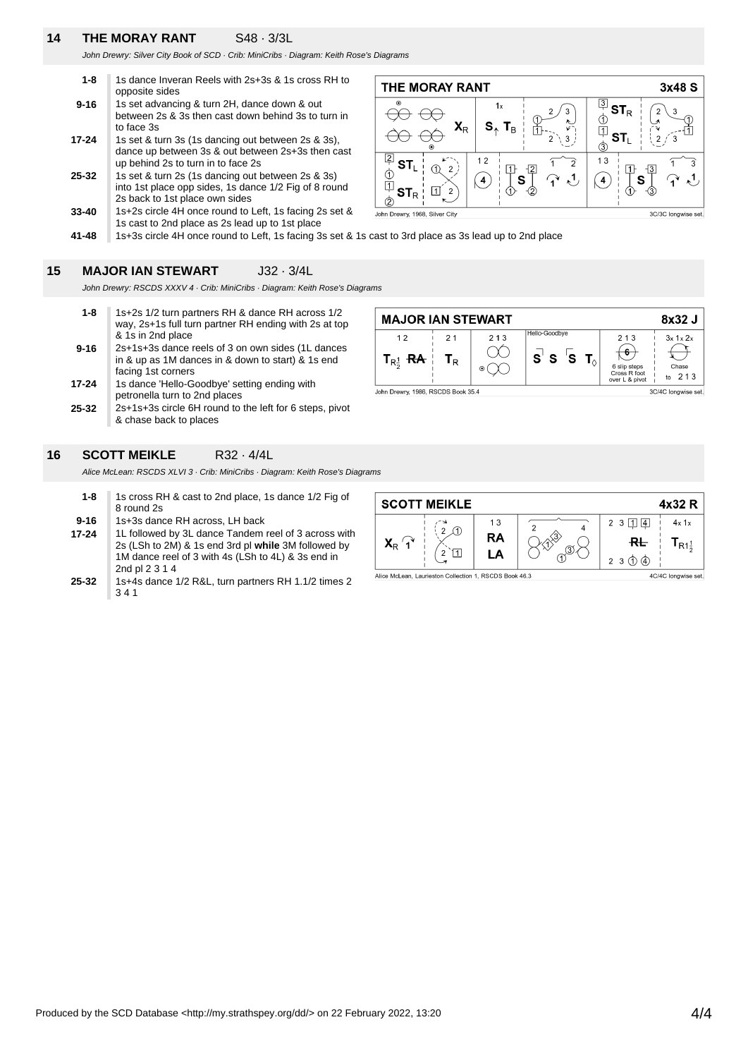## 14 THE MORAY RANT S48 · 3/3L

*John Drewry: Silver City Book of SCD · Crib: MiniCribs · Diagram: Keith Rose's Diagrams*

| | |
|---|---|
| **1-8** | 1s dance Inveran Reels with 2s+3s & 1s cross RH to opposite sides |
| **9-16** | 1s set advancing & turn 2H, dance down & out between 2s & 3s then cast down behind 3s to turn in to face 3s |
| **17-24** | 1s set & turn 3s (1s dancing out between 2s & 3s), dance up between 3s & out between 2s+3s then cast up behind 2s to turn in to face 2s |
| **25-32** | 1s set & turn 2s (1s dancing out between 2s & 3s) into 1st place opp sides, 1s dance 1/2 Fig of 8 round 2s back to 1st place own sides |
| **33-40** | 1s+2s circle 4H once round to Left, 1s facing 2s set & 1s cast to 2nd place as 2s lead up to 1st place |
| **41-48** | 1s+3s circle 4H once round to Left, 1s facing 3s set & 1s cast to 3rd place as 3s lead up to 2nd place |

THE MORAY RANT 3x48 S

John Drewry, 1968, Silver City

3C/3C longwise set.

## 15 MAJOR IAN STEWART J32 · 3/4L

*John Drewry: RSCDS XXXV 4 · Crib: MiniCribs · Diagram: Keith Rose's Diagrams*

| | |
|---|---|
| **1-8** | 1s+2s 1/2 turn partners RH & dance RH across 1/2 way, 2s+1s full turn partner RH ending with 2s at top & 1s in 2nd place |
| **9-16** | 2s+1s+3s dance reels of 3 on own sides (1L dances in & up as 1M dances in & down to start) & 1s end facing 1st corners |
| **17-24** | 1s dance 'Hello-Goodbye' setting ending with petronella turn to 2nd places |
| **25-32** | 2s+1s+3s circle 6H round to the left for 6 steps, pivot & chase back to places |

MAJOR IAN STEWART 8x32 J

John Drewry, 1986, RSCDS Book 35.4

3C/4C longwise set.

## 16 SCOTT MEIKLE R32 · 4/4L

*Alice McLean: RSCDS XLVI 3 · Crib: MiniCribs · Diagram: Keith Rose's Diagrams*

| | |
|---|---|
| **1-8** | 1s cross RH & cast to 2nd place, 1s dance 1/2 Fig of 8 round 2s |
| **9-16** | 1s+3s dance RH across, LH back |
| **17-24** | 1L followed by 3L dance Tandem reel of 3 across with 2s (LSh to 2M) & 1s end 3rd pl **while** 3M followed by 1M dance reel of 3 with 4s (LSh to 4L) & 3s end in 2nd pl 2 3 1 4 |
| **25-32** | 1s+4s dance 1/2 R&L, turn partners RH 1.1/2 times 2 3 4 1 |

SCOTT MEIKLE 4x32 R

Alice McLean, Laurieston Collection 1, RSCDS Book 46.3

4C/4C longwise set.